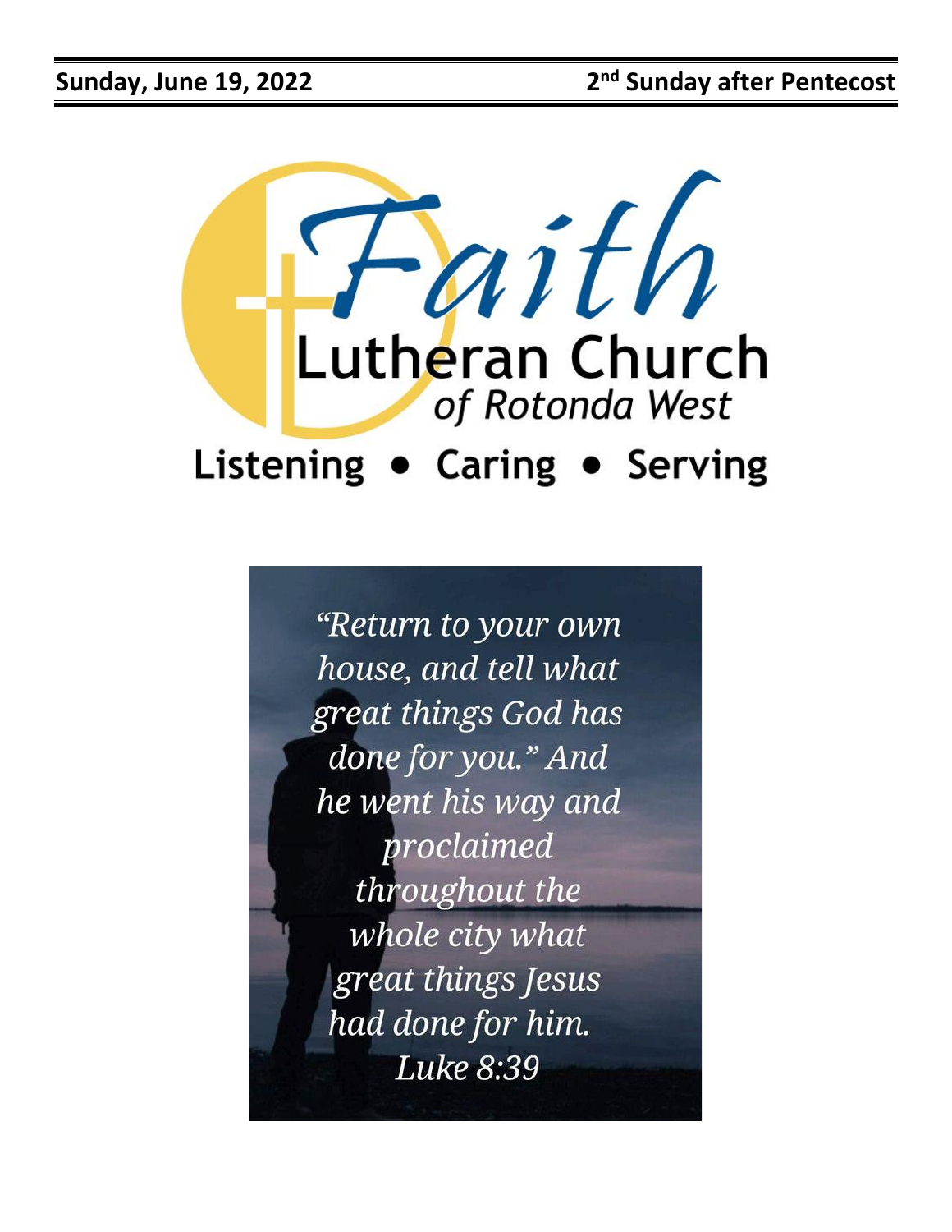**Sunday, June 19, 2022** **2nd Sunday after Pentecost**

# Faith Lutheran Church
*of Rotonda West*

**Listening • Caring • Serving**

*"Return to your own house, and tell what great things God has done for you." And he went his way and proclaimed throughout the whole city what great things Jesus had done for him.*
*Luke 8:39*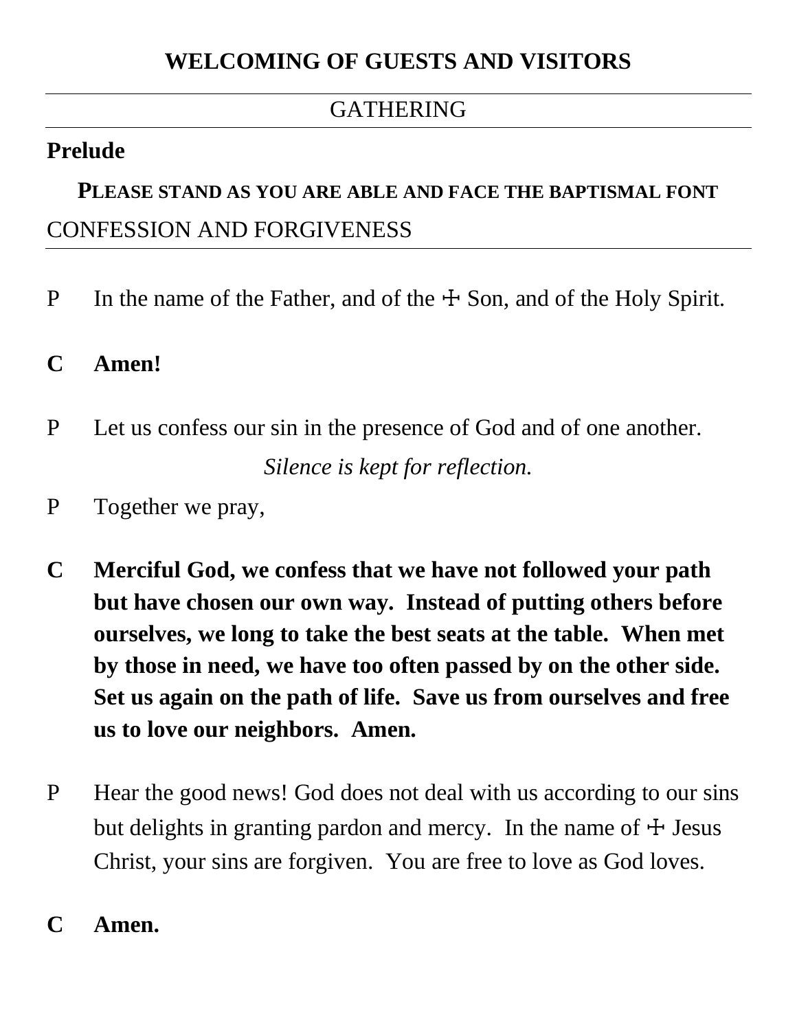## WELCOMING OF GUESTS AND VISITORS

---

GATHERING

---

**Prelude**

**PLEASE STAND AS YOU ARE ABLE AND FACE THE BAPTISMAL FONT**

CONFESSION AND FORGIVENESS

---

P In the name of the Father, and of the ☩ Son, and of the Holy Spirit.

**C Amen!**

P Let us confess our sin in the presence of God and of one another.

*Silence is kept for reflection.*

P Together we pray,

**C Merciful God, we confess that we have not followed your path but have chosen our own way. Instead of putting others before ourselves, we long to take the best seats at the table. When met by those in need, we have too often passed by on the other side. Set us again on the path of life. Save us from ourselves and free us to love our neighbors. Amen.**

P Hear the good news! God does not deal with us according to our sins but delights in granting pardon and mercy. In the name of ☩ Jesus Christ, your sins are forgiven. You are free to love as God loves.

**C Amen.**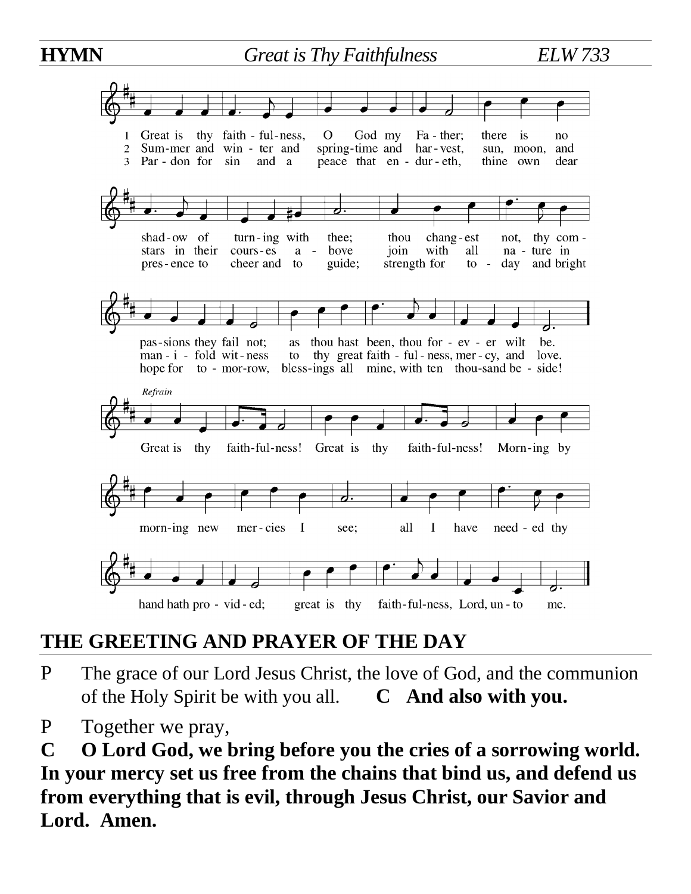**HYMN** *Great is Thy Faithfulness* ELW 733

1 Great is thy faith-ful-ness, O God my Fa-ther; there is no shad-ow of turn-ing with thee; thou chang-est not, thy com-pas-sions they fail not; as thou hast been, thou for-ev-er wilt be.

2 Sum-mer and win-ter and spring-time and har-vest, sun, moon, and stars in their cours-es a-bove join with all na-ture in man-i-fold wit-ness to thy great faith-ful-ness, mer-cy, and love.

3 Par-don for sin and a peace that en-dur-eth, thine own dear pres-ence to cheer and to guide; strength for to-day and bright hope for to-mor-row, bless-ings all mine, with ten thou-sand be-side!

*Refrain*

Great is thy faith-ful-ness! Great is thy faith-ful-ness! Morn-ing by morn-ing new mer-cies I see; all I have need-ed thy hand hath pro-vid-ed; great is thy faith-ful-ness, Lord, un-to me.

## THE GREETING AND PRAYER OF THE DAY

P The grace of our Lord Jesus Christ, the love of God, and the communion of the Holy Spirit be with you all. **C And also with you.**

P Together we pray,

**C O Lord God, we bring before you the cries of a sorrowing world. In your mercy set us free from the chains that bind us, and defend us from everything that is evil, through Jesus Christ, our Savior and Lord. Amen.**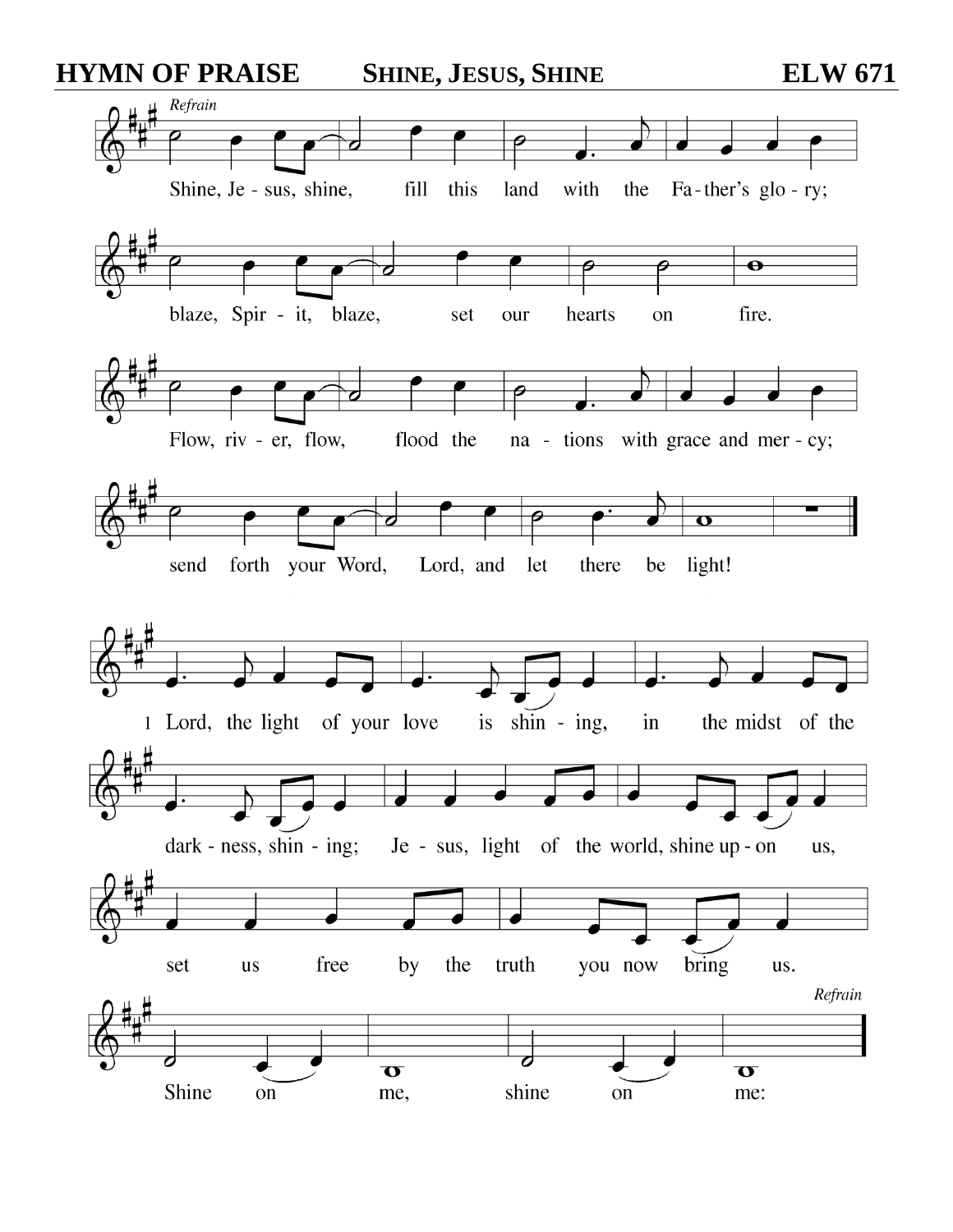**HYMN OF PREVIEW**

**HYMN OF PRAISE** — SHINE, JESUS, SHINE — **ELW 671**

*Refrain*

Shine, Je - sus, shine, fill this land with the Fa - ther's glo - ry;

blaze, Spir - it, blaze, set our hearts on fire.

Flow, riv - er, flow, flood the na - tions with grace and mer - cy;

send forth your Word, Lord, and let there be light!

1 Lord, the light of your love is shin - ing, in the midst of the

dark - ness, shin - ing; Je - sus, light of the world, shine up - on us,

set us free by the truth you now bring us.

Shine on me, shine on me: *Refrain*

**HYMN OF PRAISE** — SHINE, JESUS, SHINE — **ELW 671**

*Refrain*

Shine, Je - sus, shine, fill this land with the Fa - ther's glo - ry;

blaze, Spir - it, blaze, set our hearts on fire.

Flow, riv - er, flow, flood the na - tions with grace and mer - cy;

send forth your Word, Lord, and let there be light!

1 Lord, the light of your love is shin - ing, in the midst of the

dark - ness, shin - ing; Je - sus, light of the world, shine up - on us,

set us free by the truth you now bring us.

Shine on me, shine on me: *Refrain*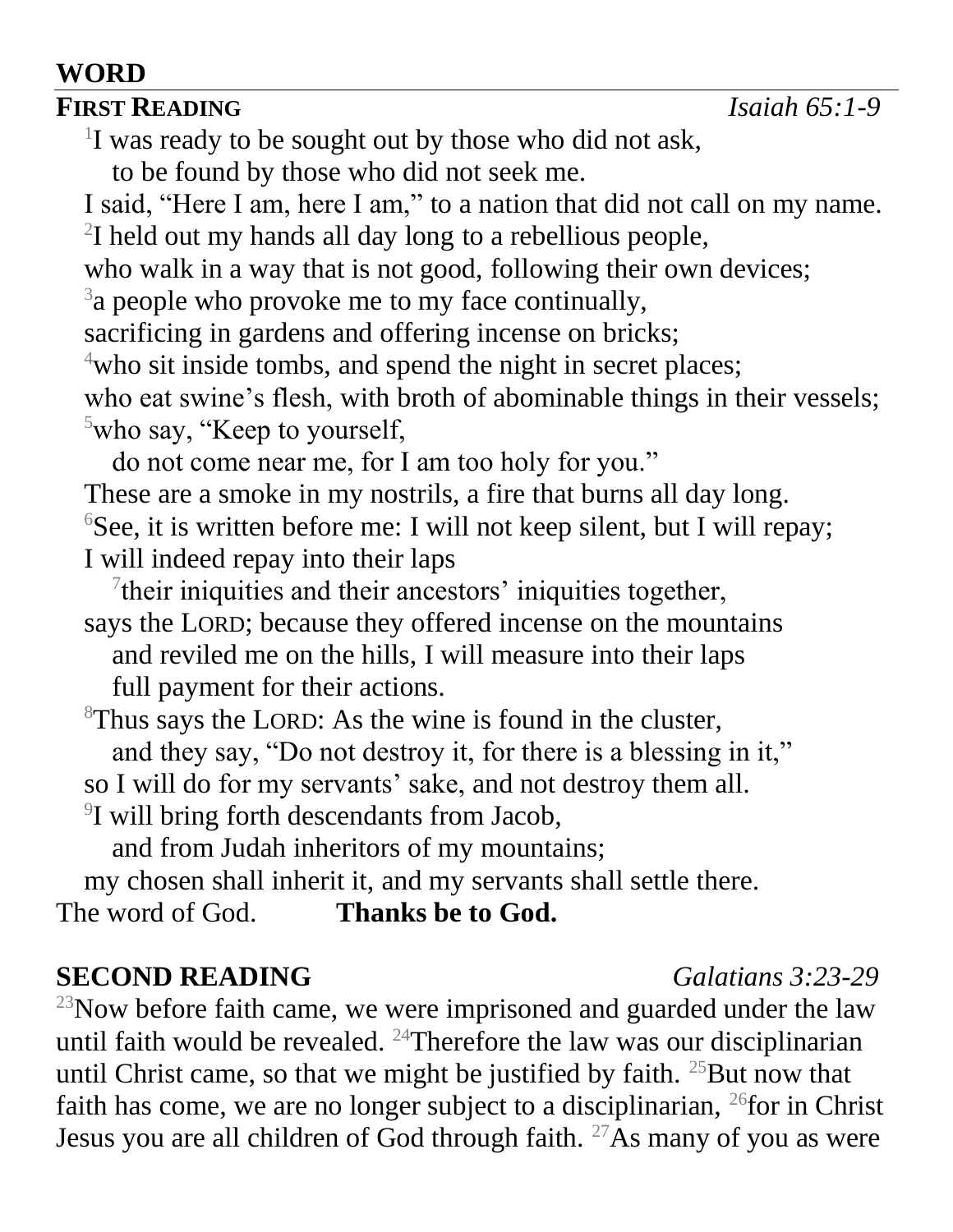## WORD

**FIRST READING** *Isaiah 65:1-9*

[1]I was ready to be sought out by those who did not ask,
to be found by those who did not seek me.
I said, "Here I am, here I am," to a nation that did not call on my name.
[2]I held out my hands all day long to a rebellious people,
who walk in a way that is not good, following their own devices;
[3]a people who provoke me to my face continually,
sacrificing in gardens and offering incense on bricks;
[4]who sit inside tombs, and spend the night in secret places;
who eat swine's flesh, with broth of abominable things in their vessels;
[5]who say, "Keep to yourself,
do not come near me, for I am too holy for you."
These are a smoke in my nostrils, a fire that burns all day long.
[6]See, it is written before me: I will not keep silent, but I will repay;
I will indeed repay into their laps
[7]their iniquities and their ancestors' iniquities together,
says the LORD; because they offered incense on the mountains
and reviled me on the hills, I will measure into their laps
full payment for their actions.
[8]Thus says the LORD: As the wine is found in the cluster,
and they say, "Do not destroy it, for there is a blessing in it,"
so I will do for my servants' sake, and not destroy them all.
[9]I will bring forth descendants from Jacob,
and from Judah inheritors of my mountains;
my chosen shall inherit it, and my servants shall settle there.

The word of God. **Thanks be to God.**

**SECOND READING** *Galatians 3:23-29*

[23]Now before faith came, we were imprisoned and guarded under the law until faith would be revealed. [24]Therefore the law was our disciplinarian until Christ came, so that we might be justified by faith. [25]But now that faith has come, we are no longer subject to a disciplinarian, [26]for in Christ Jesus you are all children of God through faith. [27]As many of you as were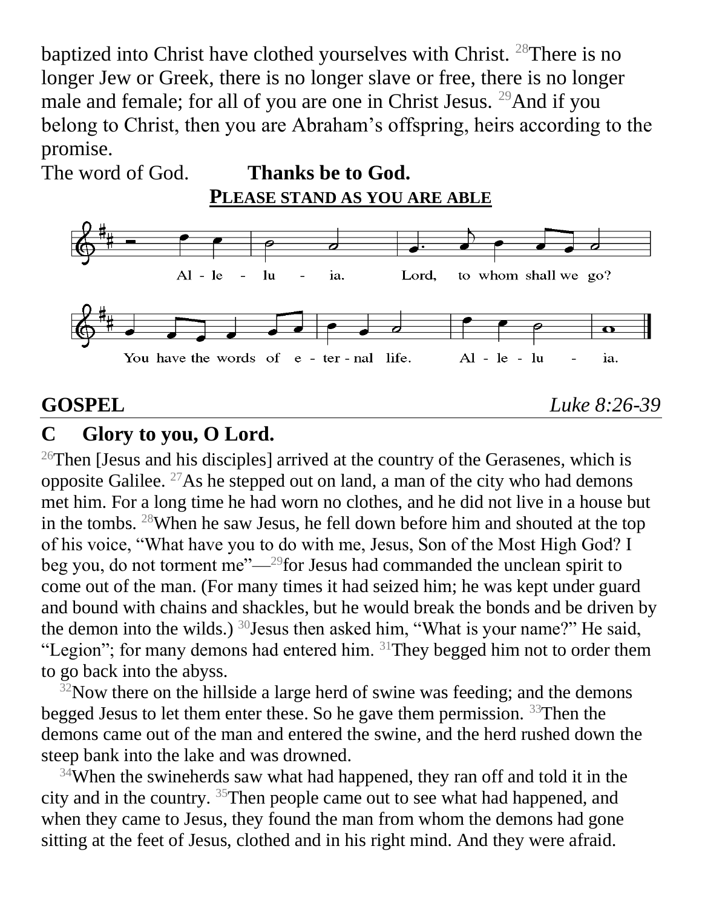baptized into Christ have clothed yourselves with Christ. [28]There is no longer Jew or Greek, there is no longer slave or free, there is no longer male and female; for all of you are one in Christ Jesus. [29]And if you belong to Christ, then you are Abraham's offspring, heirs according to the promise.

The word of God. **Thanks be to God.**

**PLEASE STAND AS YOU ARE ABLE**

Al - le - lu - ia. Lord, to whom shall we go? You have the words of e - ter - nal life. Al - le - lu - ia.

**GOSPEL** *Luke 8:26-39*

**C Glory to you, O Lord.**

[26]Then [Jesus and his disciples] arrived at the country of the Gerasenes, which is opposite Galilee. [27]As he stepped out on land, a man of the city who had demons met him. For a long time he had worn no clothes, and he did not live in a house but in the tombs. [28]When he saw Jesus, he fell down before him and shouted at the top of his voice, "What have you to do with me, Jesus, Son of the Most High God? I beg you, do not torment me"—[29]for Jesus had commanded the unclean spirit to come out of the man. (For many times it had seized him; he was kept under guard and bound with chains and shackles, but he would break the bonds and be driven by the demon into the wilds.) [30]Jesus then asked him, "What is your name?" He said, "Legion"; for many demons had entered him. [31]They begged him not to order them to go back into the abyss.

[32]Now there on the hillside a large herd of swine was feeding; and the demons begged Jesus to let them enter these. So he gave them permission. [33]Then the demons came out of the man and entered the swine, and the herd rushed down the steep bank into the lake and was drowned.

[34]When the swineherds saw what had happened, they ran off and told it in the city and in the country. [35]Then people came out to see what had happened, and when they came to Jesus, they found the man from whom the demons had gone sitting at the feet of Jesus, clothed and in his right mind. And they were afraid.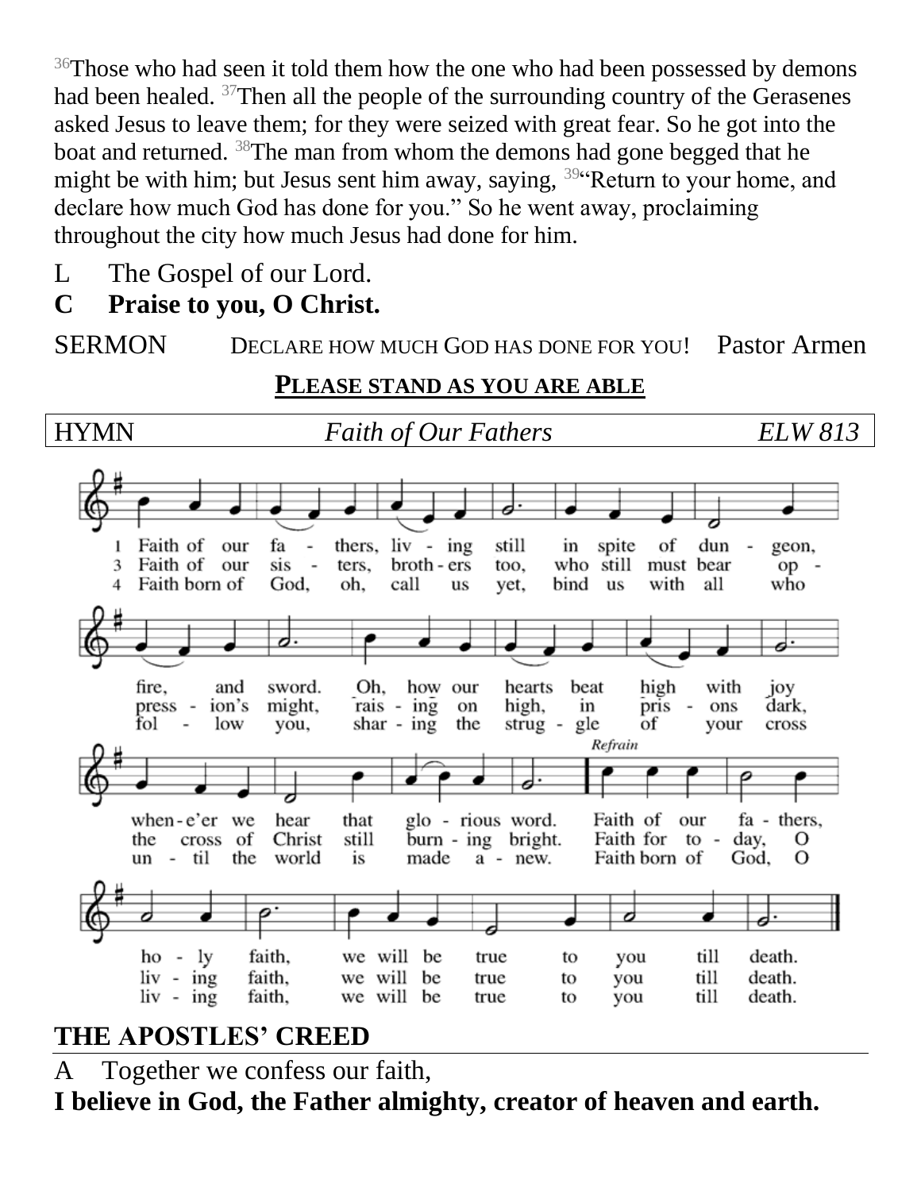[36]Those who had seen it told them how the one who had been possessed by demons had been healed. [37]Then all the people of the surrounding country of the Gerasenes asked Jesus to leave them; for they were seized with great fear. So he got into the boat and returned. [38]The man from whom the demons had gone begged that he might be with him; but Jesus sent him away, saying, [39]"Return to your home, and declare how much God has done for you." So he went away, proclaiming throughout the city how much Jesus had done for him.

L The Gospel of our Lord.

**C Praise to you, O Christ.**

SERMON DECLARE HOW MUCH GOD HAS DONE FOR YOU! Pastor Armen

**PLEASE STAND AS YOU ARE ABLE**

HYMN *Faith of Our Fathers* *ELW 813*

1 Faith of our fathers, living still in spite of dungeon, fire, and sword. Oh, how our hearts beat high with joy whene'er we hear that glorious word.
Refrain: Faith of our fathers, holy faith, we will be true to you till death.

3 Faith of our sisters, brothers too, who still must bear oppression's might, raising on high, in prisons dark, the cross of Christ still burning bright.
Faith for today, O living faith, we will be true to you till death.

4 Faith born of God, oh, call us yet, bind us with all who follow you, sharing the struggle of your cross until the world is made anew.
Faith born of God, O living faith, we will be true to you till death.

## THE APOSTLES' CREED

A Together we confess our faith,

**I believe in God, the Father almighty, creator of heaven and earth.**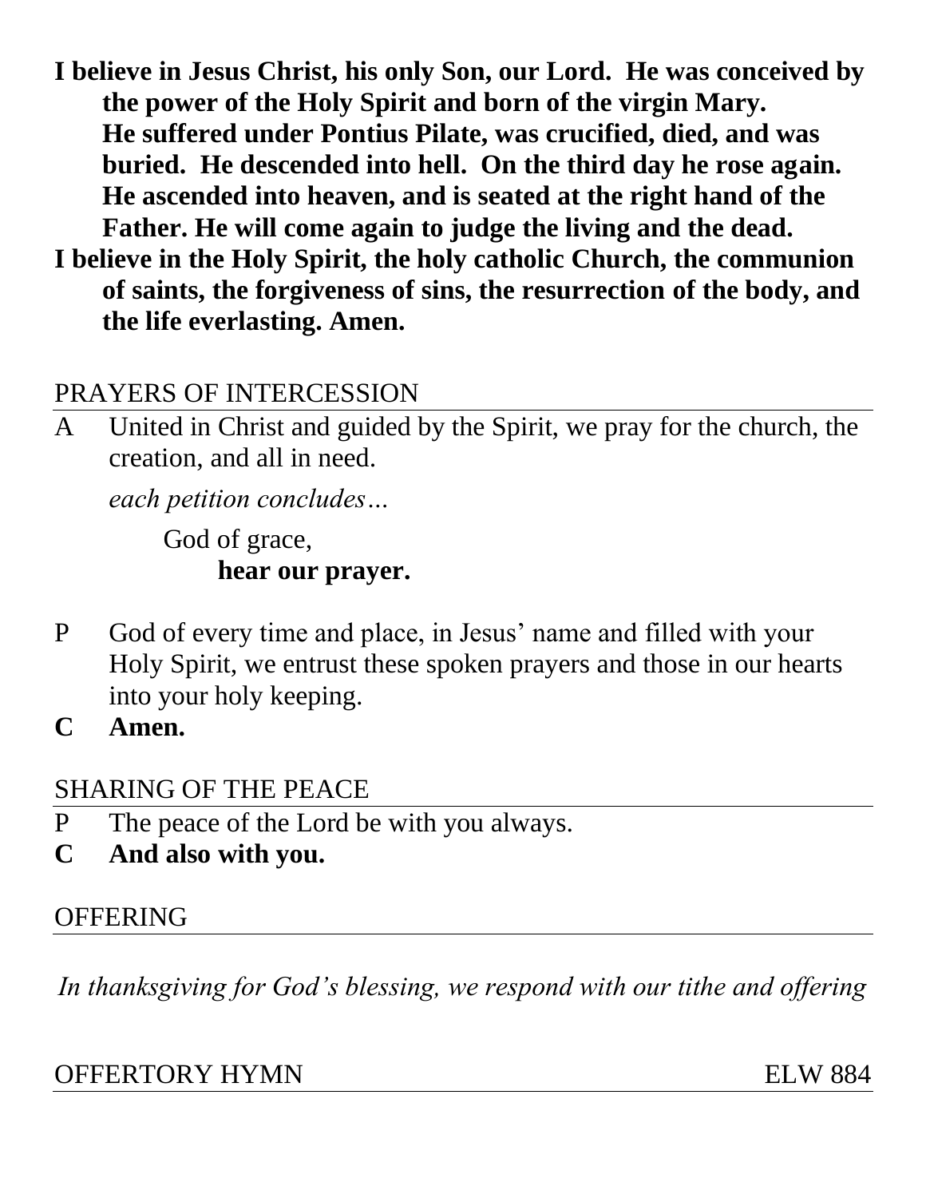**I believe in Jesus Christ, his only Son, our Lord. He was conceived by the power of the Holy Spirit and born of the virgin Mary. He suffered under Pontius Pilate, was crucified, died, and was buried. He descended into hell. On the third day he rose again. He ascended into heaven, and is seated at the right hand of the Father. He will come again to judge the living and the dead.**

**I believe in the Holy Spirit, the holy catholic Church, the communion of saints, the forgiveness of sins, the resurrection of the body, and the life everlasting. Amen.**

## PRAYERS OF INTERCESSION

A United in Christ and guided by the Spirit, we pray for the church, the creation, and all in need.

*each petition concludes…*

God of grace,
**hear our prayer.**

P God of every time and place, in Jesus' name and filled with your Holy Spirit, we entrust these spoken prayers and those in our hearts into your holy keeping.

**C Amen.**

## SHARING OF THE PEACE

P The peace of the Lord be with you always.

**C And also with you.**

## OFFERING

*In thanksgiving for God's blessing, we respond with our tithe and offering*

## OFFERTORY HYMN ELW 884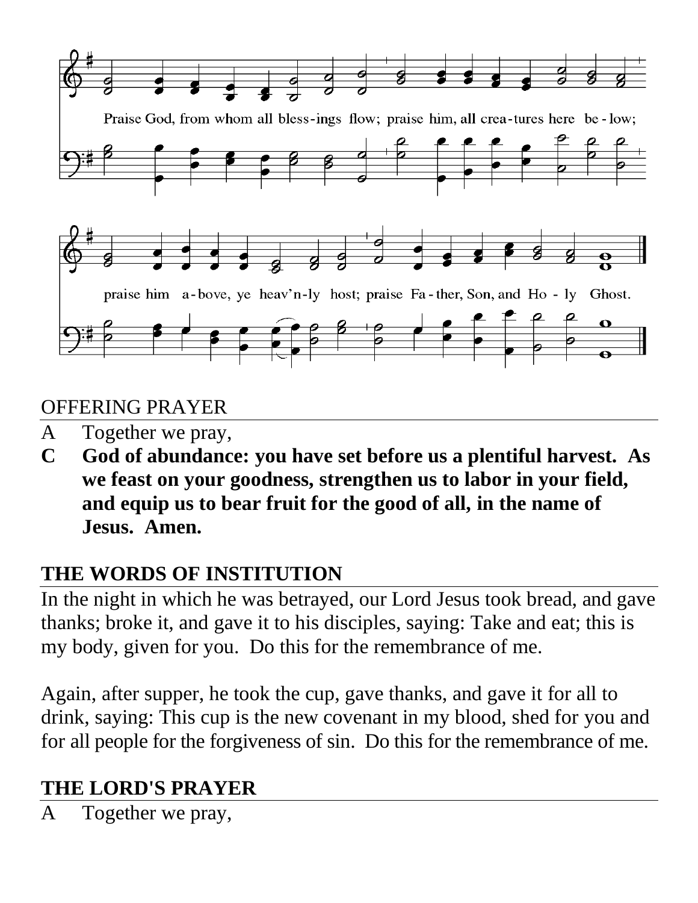Praise God, from whom all bless-ings flow; praise him, all crea-tures here be-low;

praise him a-bove, ye heav'n-ly host; praise Fa-ther, Son, and Ho-ly Ghost.

## OFFERING PRAYER

A Together we pray,

**C God of abundance: you have set before us a plentiful harvest. As we feast on your goodness, strengthen us to labor in your field, and equip us to bear fruit for the good of all, in the name of Jesus. Amen.**

## THE WORDS OF INSTITUTION

In the night in which he was betrayed, our Lord Jesus took bread, and gave thanks; broke it, and gave it to his disciples, saying: Take and eat; this is my body, given for you. Do this for the remembrance of me.

Again, after supper, he took the cup, gave thanks, and gave it for all to drink, saying: This cup is the new covenant in my blood, shed for you and for all people for the forgiveness of sin. Do this for the remembrance of me.

## THE LORD'S PRAYER

A Together we pray,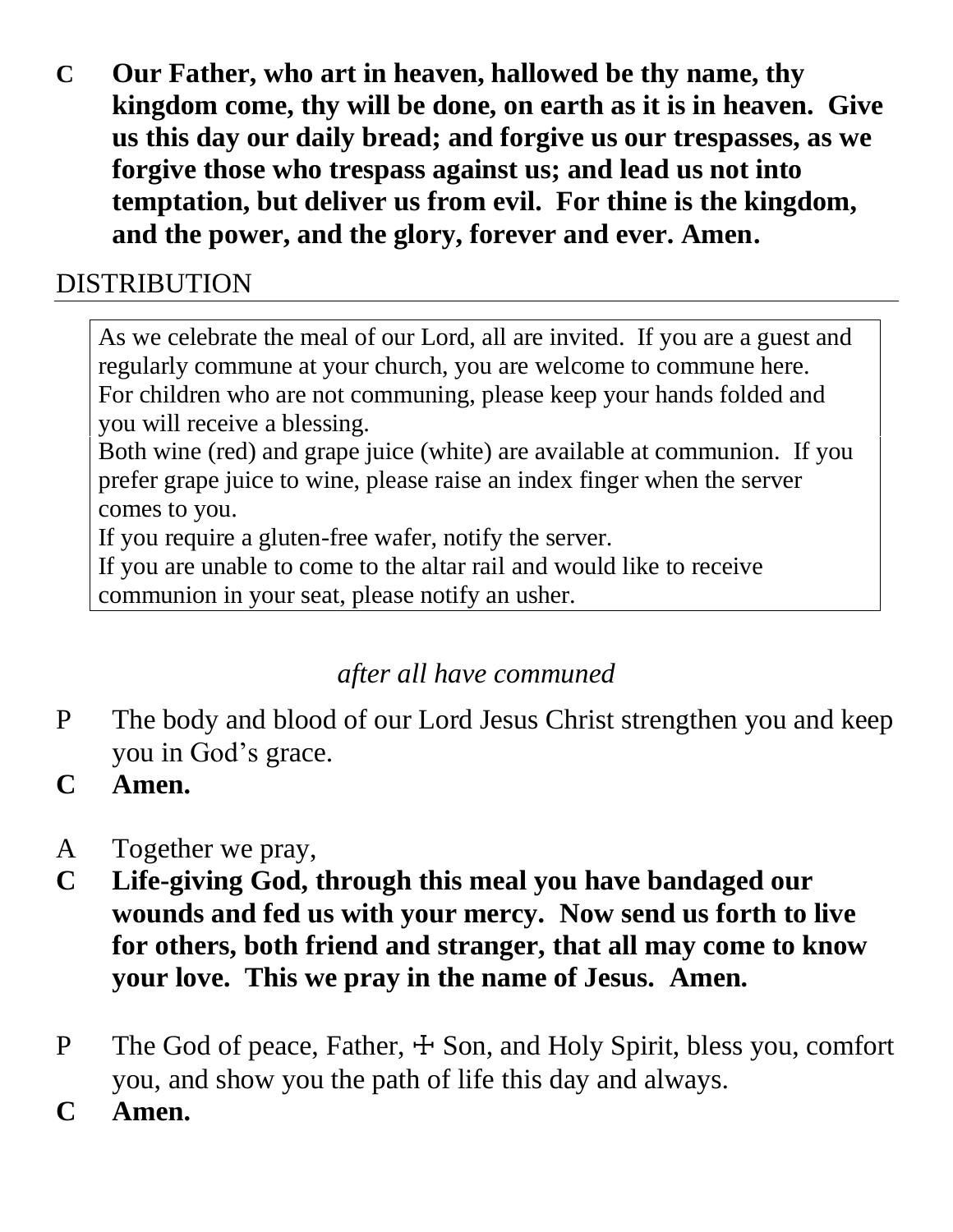**C** **Our Father, who art in heaven, hallowed be thy name, thy kingdom come, thy will be done, on earth as it is in heaven. Give us this day our daily bread; and forgive us our trespasses, as we forgive those who trespass against us; and lead us not into temptation, but deliver us from evil. For thine is the kingdom, and the power, and the glory, forever and ever. Amen.**

## DISTRIBUTION

As we celebrate the meal of our Lord, all are invited. If you are a guest and regularly commune at your church, you are welcome to commune here. For children who are not communing, please keep your hands folded and you will receive a blessing.
Both wine (red) and grape juice (white) are available at communion. If you prefer grape juice to wine, please raise an index finger when the server comes to you.
If you require a gluten-free wafer, notify the server.
If you are unable to come to the altar rail and would like to receive communion in your seat, please notify an usher.

*after all have communed*

P The body and blood of our Lord Jesus Christ strengthen you and keep you in God's grace.

**C** **Amen.**

A Together we pray,

**C** **Life-giving God, through this meal you have bandaged our wounds and fed us with your mercy. Now send us forth to live for others, both friend and stranger, that all may come to know your love. This we pray in the name of Jesus. Amen.**

P The God of peace, Father, ☩ Son, and Holy Spirit, bless you, comfort you, and show you the path of life this day and always.

**C** **Amen.**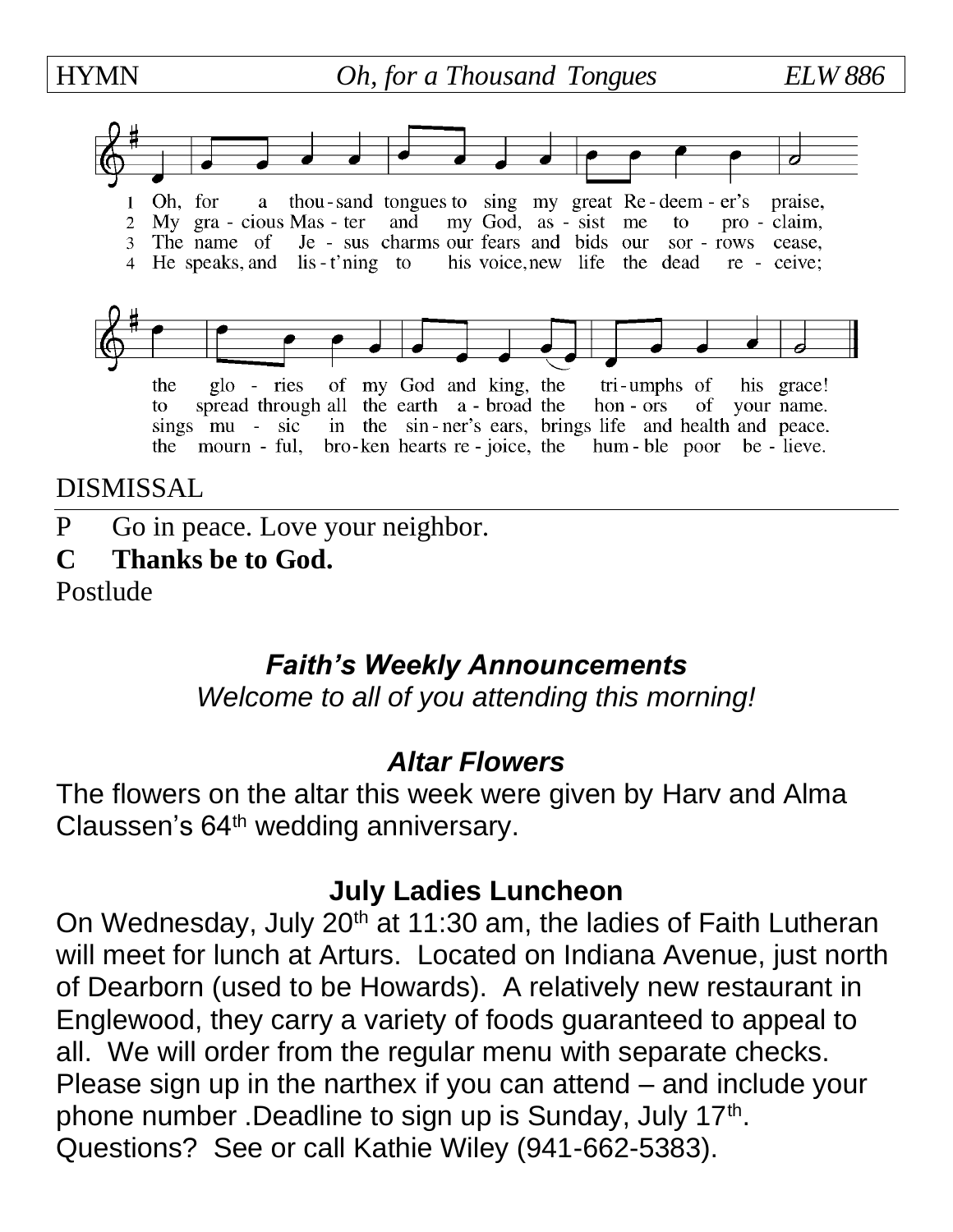| HYMN | *Oh, for a Thousand Tongues* | *ELW 886* |
|---|---|---|

1 Oh, for a thou-sand tongues to sing my great Re-deem-er's praise, the glo-ries of my God and king, the tri-umphs of his grace!

2 My gra-cious Mas-ter and my God, as-sist me to pro-claim, to spread through all the earth a-broad the hon-ors of your name.

3 The name of Je-sus charms our fears and bids our sor-rows cease, sings mu-sic in the sin-ner's ears, brings life and health and peace.

4 He speaks, and lis-t'ning to his voice, new life the dead re-ceive; the mourn-ful, bro-ken hearts re-joice, the hum-ble poor be-lieve.

DISMISSAL

P Go in peace. Love your neighbor.

**C Thanks be to God.**

Postlude

## *Faith's Weekly Announcements*

*Welcome to all of you attending this morning!*

### *Altar Flowers*

The flowers on the altar this week were given by Harv and Alma Claussen's 64th wedding anniversary.

### July Ladies Luncheon

On Wednesday, July 20th at 11:30 am, the ladies of Faith Lutheran will meet for lunch at Arturs. Located on Indiana Avenue, just north of Dearborn (used to be Howards). A relatively new restaurant in Englewood, they carry a variety of foods guaranteed to appeal to all. We will order from the regular menu with separate checks. Please sign up in the narthex if you can attend – and include your phone number .Deadline to sign up is Sunday, July 17th. Questions? See or call Kathie Wiley (941-662-5383).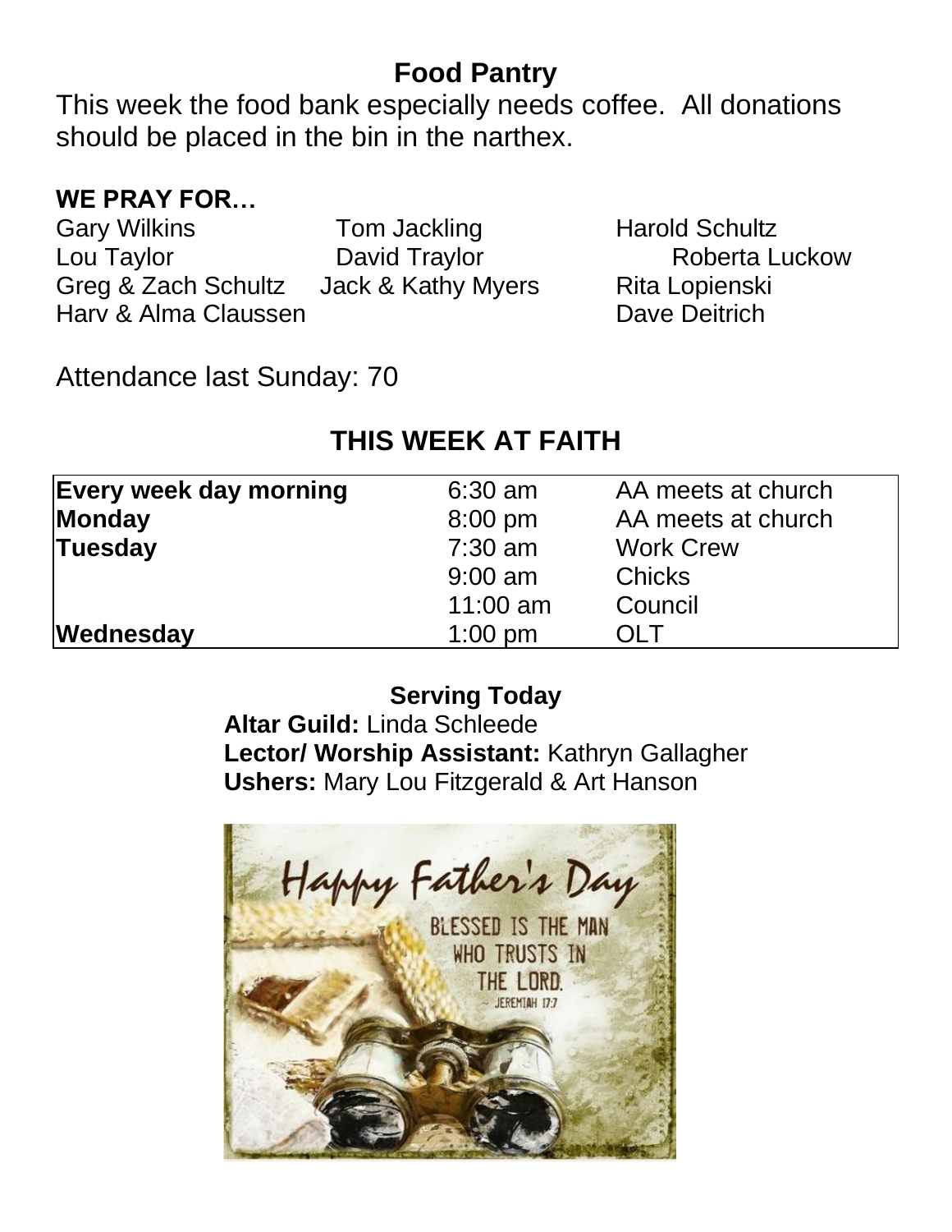## Food Pantry

This week the food bank especially needs coffee. All donations should be placed in the bin in the narthex.

**WE PRAY FOR…**

Gary Wilkins
Tom Jackling
Harold Schultz
Lou Taylor
David Traylor
Roberta Luckow
Greg & Zach Schultz
Jack & Kathy Myers
Rita Lopienski
Harv & Alma Claussen
Dave Deitrich

Attendance last Sunday: 70

## THIS WEEK AT FAITH

| | | |
|---|---|---|
| **Every week day morning** | 6:30 am | AA meets at church |
| **Monday** | 8:00 pm | AA meets at church |
| **Tuesday** | 7:30 am | Work Crew |
| | 9:00 am | Chicks |
| | 11:00 am | Council |
| **Wednesday** | 1:00 pm | OLT |

**Serving Today**

**Altar Guild:** Linda Schleede
**Lector/ Worship Assistant:** Kathryn Gallagher
**Ushers:** Mary Lou Fitzgerald & Art Hanson

Happy Father's Day

BLESSED IS THE MAN WHO TRUSTS IN THE LORD. ~ JEREMIAH 17:7